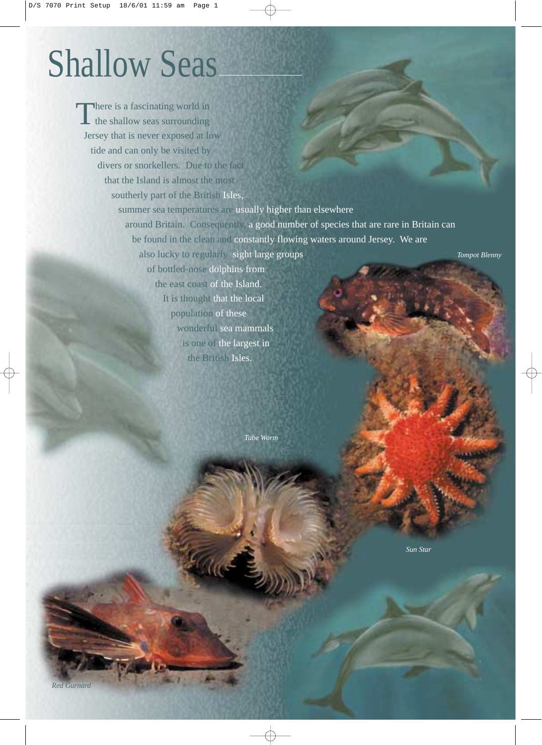# Shallow Seas

There is a fascinating world in the shallow seas surrounding Jersey that is never exposed at low tide and can only be visited by divers or snorkellers. Due to the fact that the Island is almost the most southerly part of the British Isles, summer sea temperatures are usually higher than elsewhere around Britain. Consequently a good number of species that are rare in Britain can be found in the clean and constantly flowing waters around Jersey. We are also lucky to regularly sight large groups of bottled-nose dolphins from the east coast of the Island. It is thought that the local population of these wonderful sea mammals is one of the largest in the British Isles.

*Tompot Blenny*

*Tube Worm*

*Sun Star*

*Red Gurnard*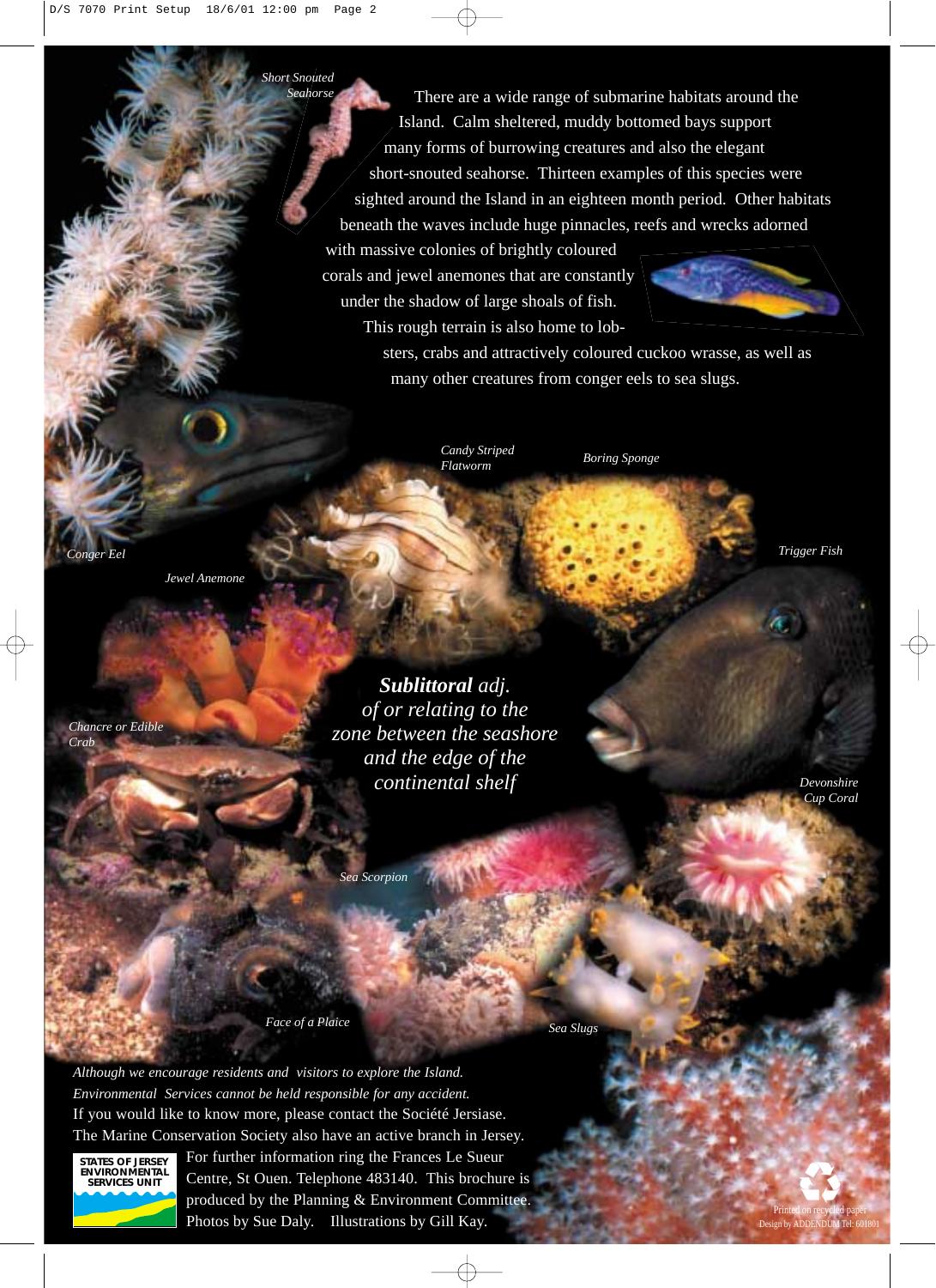There are a wide range of submarine habitats around the Island. Calm sheltered, muddy bottomed bays support many forms of burrowing creatures and also the elegant short-snouted seahorse. Thirteen examples of this species were sighted around the Island in an eighteen month period. Other habitats beneath the waves include huge pinnacles, reefs and wrecks adorned with massive colonies of brightly coloured corals and jewel anemones that are constantly under the shadow of large shoals of fish. This rough terrain is also home to lobsters, crabs and attractively coloured cuckoo wrasse, as well as many other creatures from conger eels to sea slugs.

*Short Snouted Seahorse*

*Candy Striped Flatworm*

*Boring Sponge*

*Conger Eel*

*Trigger Fish*

*Jewel Anemone*

***Sublittoral** adj.*
*of or relating to the zone between the seashore and the edge of the continental shelf*

*Chancre or Edible Crab*

*Devonshire Cup Coral*

*Sea Scorpion*

*Face of a Plaice*

*Sea Slugs*

*Although we encourage residents and visitors to explore the Island. Environmental Services cannot be held responsible for any accident.*

If you would like to know more, please contact the Société Jersiase. The Marine Conservation Society also have an active branch in Jersey.

STATES OF JERSEY ENVIRONMENTAL SERVICES UNIT

For further information ring the Frances Le Sueur Centre, St Ouen. Telephone 483140. This brochure is produced by the Planning & Environment Committee. Photos by Sue Daly. Illustrations by Gill Kay.

Printed on recycled paper
Design by ADDENDUM Tel: 601801